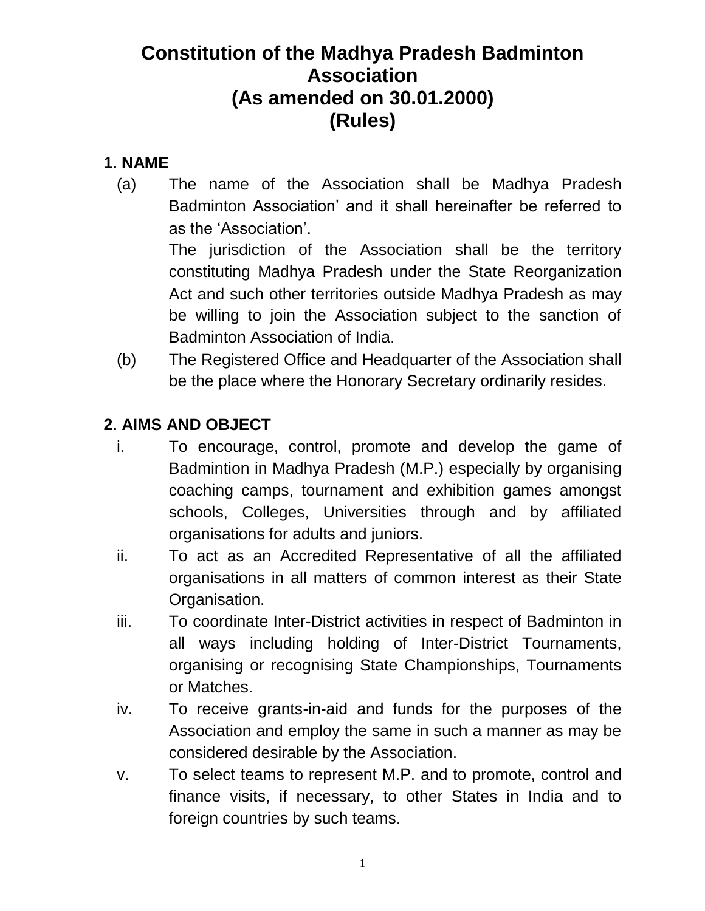# Constitution of the Madhya Pradesh Badminton Association
# (As amended on 30.01.2000)
# (Rules)

## 1. NAME

(a) The name of the Association shall be Madhya Pradesh Badminton Association' and it shall hereinafter be referred to as the 'Association'.

The jurisdiction of the Association shall be the territory constituting Madhya Pradesh under the State Reorganization Act and such other territories outside Madhya Pradesh as may be willing to join the Association subject to the sanction of Badminton Association of India.

(b) The Registered Office and Headquarter of the Association shall be the place where the Honorary Secretary ordinarily resides.

## 2. AIMS AND OBJECT

i. To encourage, control, promote and develop the game of Badmintion in Madhya Pradesh (M.P.) especially by organising coaching camps, tournament and exhibition games amongst schools, Colleges, Universities through and by affiliated organisations for adults and juniors.

ii. To act as an Accredited Representative of all the affiliated organisations in all matters of common interest as their State Organisation.

iii. To coordinate Inter-District activities in respect of Badminton in all ways including holding of Inter-District Tournaments, organising or recognising State Championships, Tournaments or Matches.

iv. To receive grants-in-aid and funds for the purposes of the Association and employ the same in such a manner as may be considered desirable by the Association.

v. To select teams to represent M.P. and to promote, control and finance visits, if necessary, to other States in India and to foreign countries by such teams.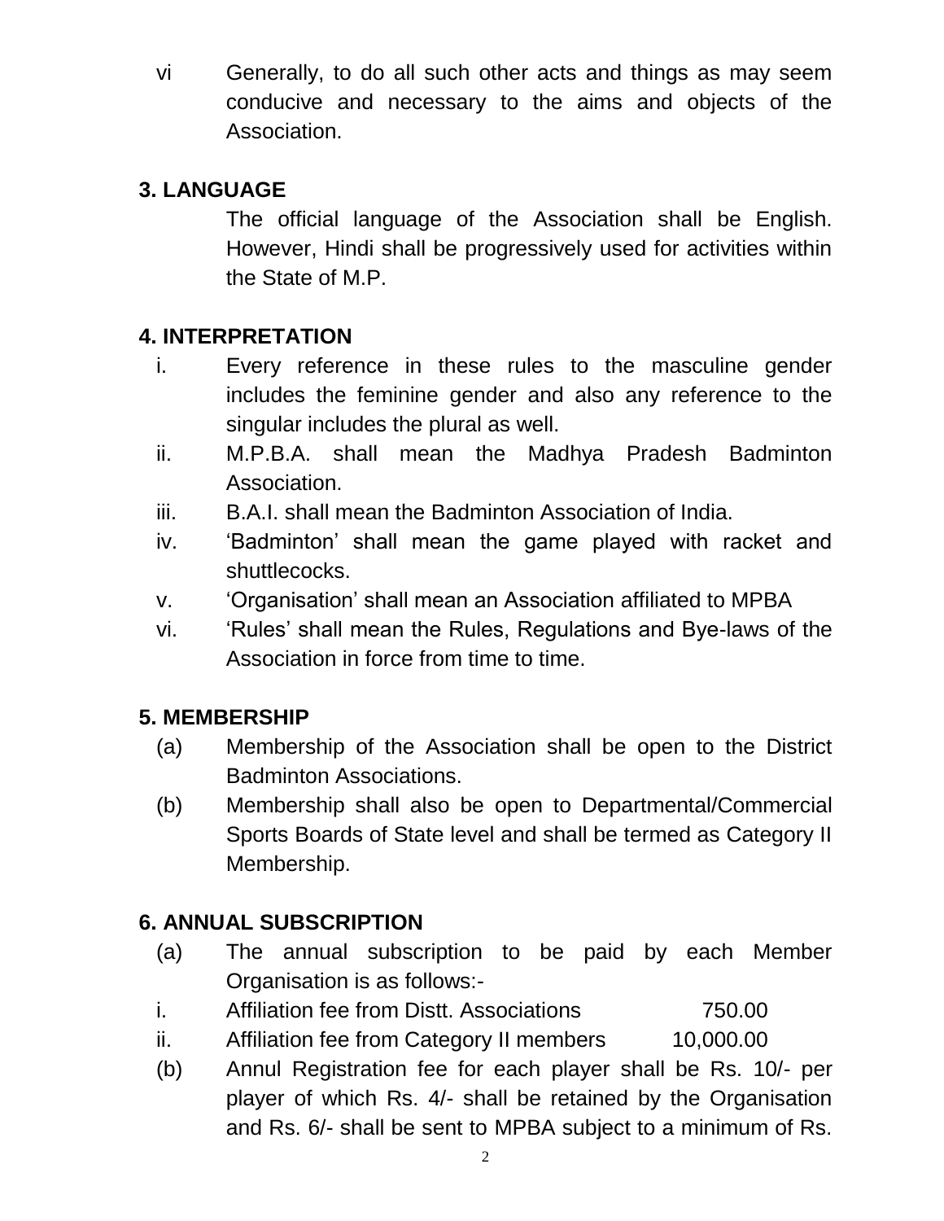vi Generally, to do all such other acts and things as may seem conducive and necessary to the aims and objects of the Association.

## 3. LANGUAGE

The official language of the Association shall be English. However, Hindi shall be progressively used for activities within the State of M.P.

## 4. INTERPRETATION

i. Every reference in these rules to the masculine gender includes the feminine gender and also any reference to the singular includes the plural as well.

ii. M.P.B.A. shall mean the Madhya Pradesh Badminton Association.

iii. B.A.I. shall mean the Badminton Association of India.

iv. 'Badminton' shall mean the game played with racket and shuttlecocks.

v. 'Organisation' shall mean an Association affiliated to MPBA

vi. 'Rules' shall mean the Rules, Regulations and Bye-laws of the Association in force from time to time.

## 5. MEMBERSHIP

(a) Membership of the Association shall be open to the District Badminton Associations.

(b) Membership shall also be open to Departmental/Commercial Sports Boards of State level and shall be termed as Category II Membership.

## 6. ANNUAL SUBSCRIPTION

(a) The annual subscription to be paid by each Member Organisation is as follows:-

i. Affiliation fee from Distt. Associations 750.00

ii. Affiliation fee from Category II members 10,000.00

(b) Annul Registration fee for each player shall be Rs. 10/- per player of which Rs. 4/- shall be retained by the Organisation and Rs. 6/- shall be sent to MPBA subject to a minimum of Rs.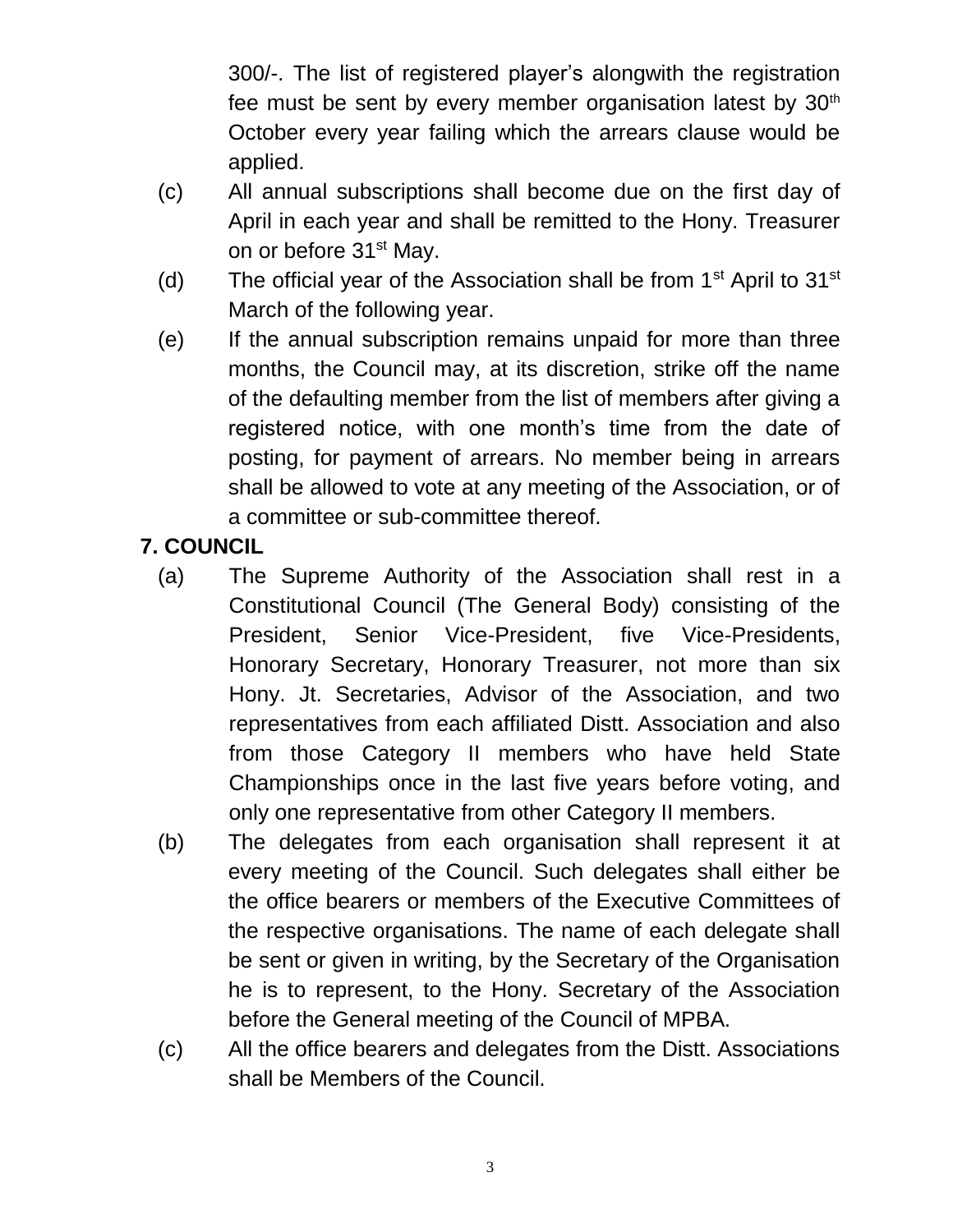300/-. The list of registered player's alongwith the registration fee must be sent by every member organisation latest by 30th October every year failing which the arrears clause would be applied.

(c) All annual subscriptions shall become due on the first day of April in each year and shall be remitted to the Hony. Treasurer on or before 31st May.

(d) The official year of the Association shall be from 1st April to 31st March of the following year.

(e) If the annual subscription remains unpaid for more than three months, the Council may, at its discretion, strike off the name of the defaulting member from the list of members after giving a registered notice, with one month's time from the date of posting, for payment of arrears. No member being in arrears shall be allowed to vote at any meeting of the Association, or of a committee or sub-committee thereof.

**7. COUNCIL**

(a) The Supreme Authority of the Association shall rest in a Constitutional Council (The General Body) consisting of the President, Senior Vice-President, five Vice-Presidents, Honorary Secretary, Honorary Treasurer, not more than six Hony. Jt. Secretaries, Advisor of the Association, and two representatives from each affiliated Distt. Association and also from those Category II members who have held State Championships once in the last five years before voting, and only one representative from other Category II members.

(b) The delegates from each organisation shall represent it at every meeting of the Council. Such delegates shall either be the office bearers or members of the Executive Committees of the respective organisations. The name of each delegate shall be sent or given in writing, by the Secretary of the Organisation he is to represent, to the Hony. Secretary of the Association before the General meeting of the Council of MPBA.

(c) All the office bearers and delegates from the Distt. Associations shall be Members of the Council.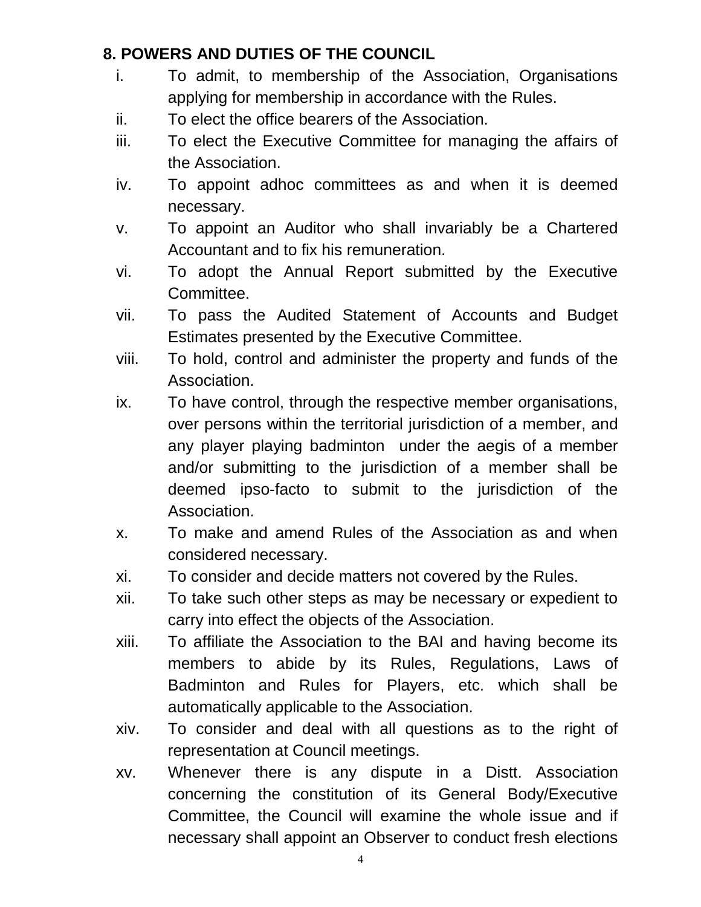## 8. POWERS AND DUTIES OF THE COUNCIL

i. To admit, to membership of the Association, Organisations applying for membership in accordance with the Rules.

ii. To elect the office bearers of the Association.

iii. To elect the Executive Committee for managing the affairs of the Association.

iv. To appoint adhoc committees as and when it is deemed necessary.

v. To appoint an Auditor who shall invariably be a Chartered Accountant and to fix his remuneration.

vi. To adopt the Annual Report submitted by the Executive Committee.

vii. To pass the Audited Statement of Accounts and Budget Estimates presented by the Executive Committee.

viii. To hold, control and administer the property and funds of the Association.

ix. To have control, through the respective member organisations, over persons within the territorial jurisdiction of a member, and any player playing badminton under the aegis of a member and/or submitting to the jurisdiction of a member shall be deemed ipso-facto to submit to the jurisdiction of the Association.

x. To make and amend Rules of the Association as and when considered necessary.

xi. To consider and decide matters not covered by the Rules.

xii. To take such other steps as may be necessary or expedient to carry into effect the objects of the Association.

xiii. To affiliate the Association to the BAI and having become its members to abide by its Rules, Regulations, Laws of Badminton and Rules for Players, etc. which shall be automatically applicable to the Association.

xiv. To consider and deal with all questions as to the right of representation at Council meetings.

xv. Whenever there is any dispute in a Distt. Association concerning the constitution of its General Body/Executive Committee, the Council will examine the whole issue and if necessary shall appoint an Observer to conduct fresh elections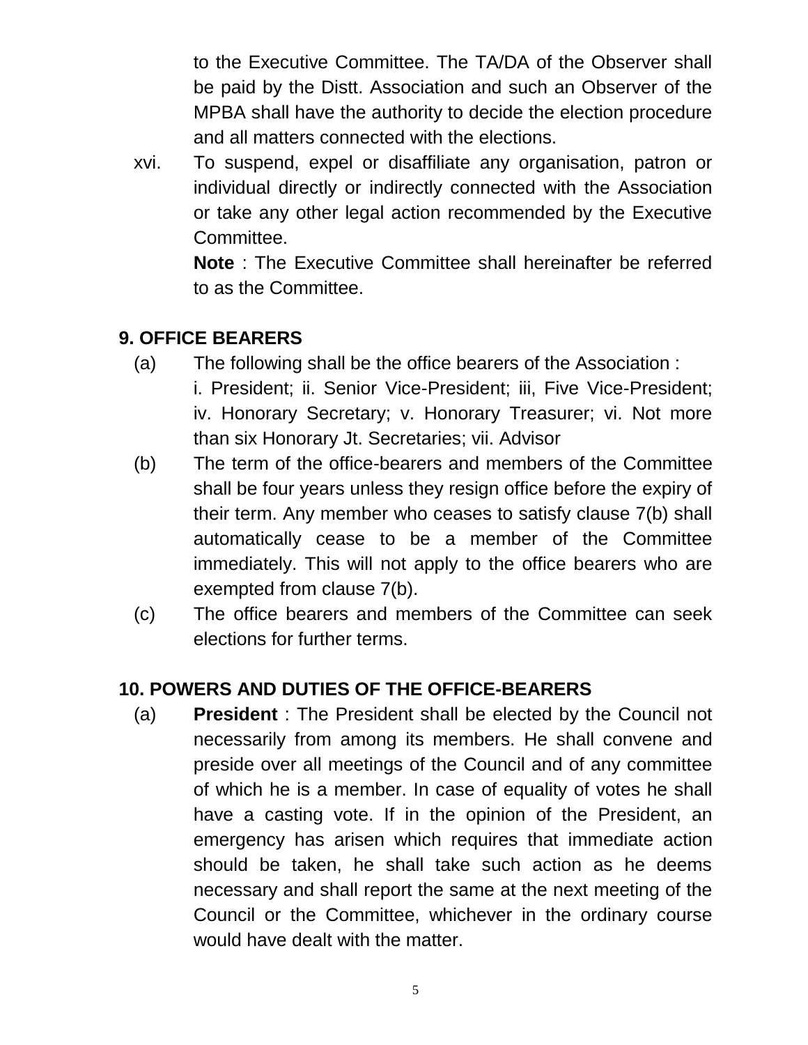to the Executive Committee. The TA/DA of the Observer shall be paid by the Distt. Association and such an Observer of the MPBA shall have the authority to decide the election procedure and all matters connected with the elections.

xvi. To suspend, expel or disaffiliate any organisation, patron or individual directly or indirectly connected with the Association or take any other legal action recommended by the Executive Committee.

**Note** : The Executive Committee shall hereinafter be referred to as the Committee.

## 9. OFFICE BEARERS

(a) The following shall be the office bearers of the Association :
i. President; ii. Senior Vice-President; iii, Five Vice-President; iv. Honorary Secretary; v. Honorary Treasurer; vi. Not more than six Honorary Jt. Secretaries; vii. Advisor

(b) The term of the office-bearers and members of the Committee shall be four years unless they resign office before the expiry of their term. Any member who ceases to satisfy clause 7(b) shall automatically cease to be a member of the Committee immediately. This will not apply to the office bearers who are exempted from clause 7(b).

(c) The office bearers and members of the Committee can seek elections for further terms.

## 10. POWERS AND DUTIES OF THE OFFICE-BEARERS

(a) **President** : The President shall be elected by the Council not necessarily from among its members. He shall convene and preside over all meetings of the Council and of any committee of which he is a member. In case of equality of votes he shall have a casting vote. If in the opinion of the President, an emergency has arisen which requires that immediate action should be taken, he shall take such action as he deems necessary and shall report the same at the next meeting of the Council or the Committee, whichever in the ordinary course would have dealt with the matter.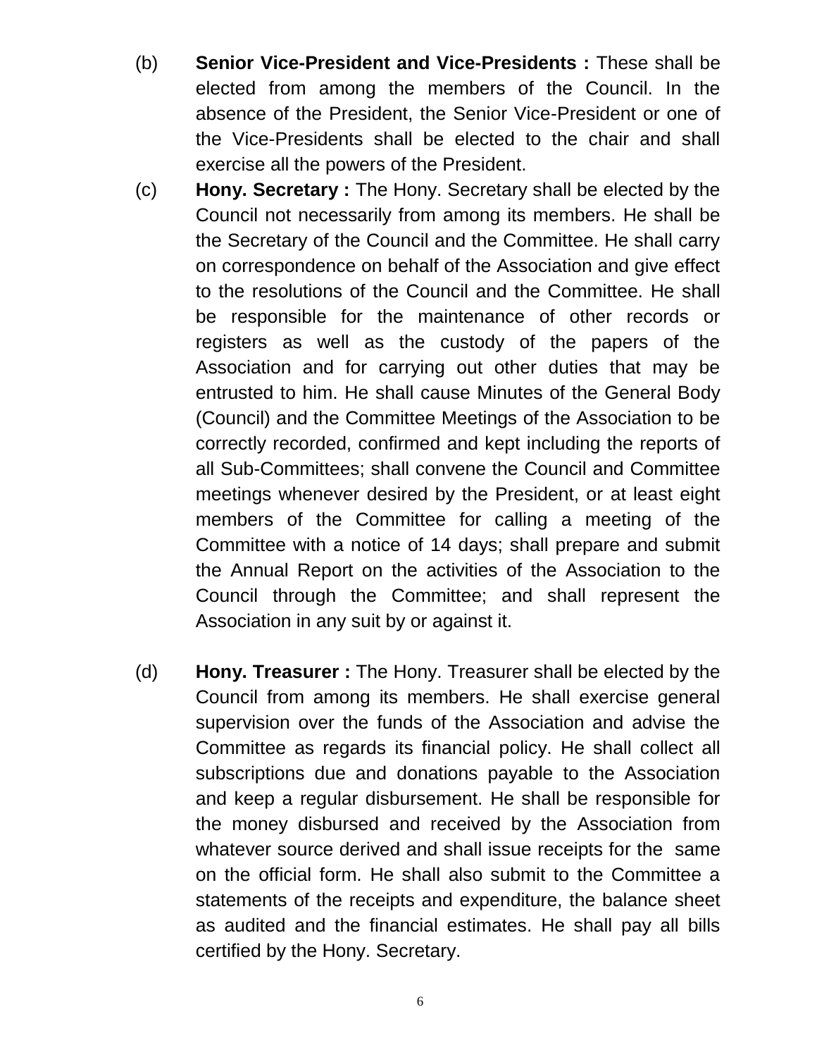(b) **Senior Vice-President and Vice-Presidents :** These shall be elected from among the members of the Council. In the absence of the President, the Senior Vice-President or one of the Vice-Presidents shall be elected to the chair and shall exercise all the powers of the President.

(c) **Hony. Secretary :** The Hony. Secretary shall be elected by the Council not necessarily from among its members. He shall be the Secretary of the Council and the Committee. He shall carry on correspondence on behalf of the Association and give effect to the resolutions of the Council and the Committee. He shall be responsible for the maintenance of other records or registers as well as the custody of the papers of the Association and for carrying out other duties that may be entrusted to him. He shall cause Minutes of the General Body (Council) and the Committee Meetings of the Association to be correctly recorded, confirmed and kept including the reports of all Sub-Committees; shall convene the Council and Committee meetings whenever desired by the President, or at least eight members of the Committee for calling a meeting of the Committee with a notice of 14 days; shall prepare and submit the Annual Report on the activities of the Association to the Council through the Committee; and shall represent the Association in any suit by or against it.

(d) **Hony. Treasurer :** The Hony. Treasurer shall be elected by the Council from among its members. He shall exercise general supervision over the funds of the Association and advise the Committee as regards its financial policy. He shall collect all subscriptions due and donations payable to the Association and keep a regular disbursement. He shall be responsible for the money disbursed and received by the Association from whatever source derived and shall issue receipts for the same on the official form. He shall also submit to the Committee a statements of the receipts and expenditure, the balance sheet as audited and the financial estimates. He shall pay all bills certified by the Hony. Secretary.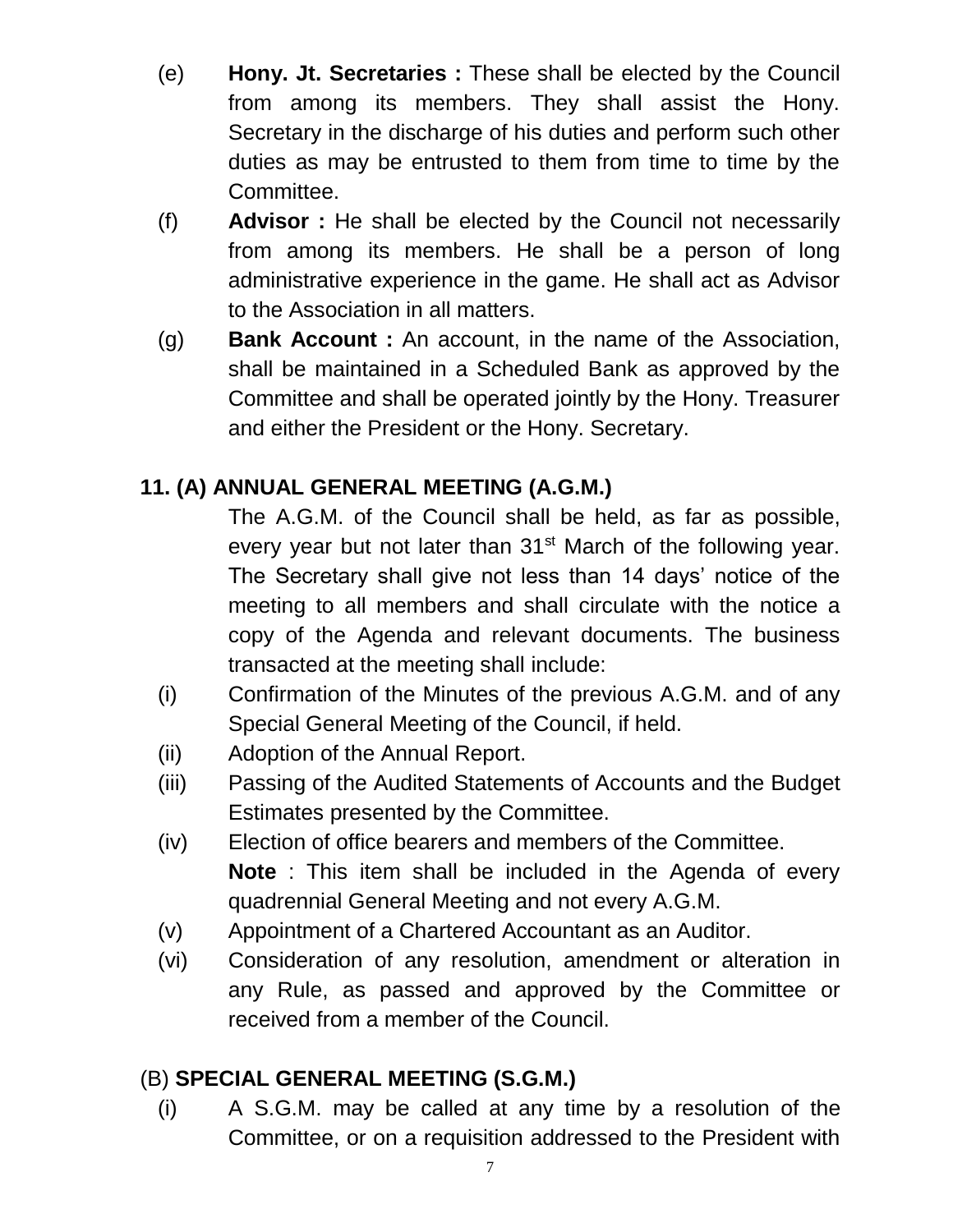(e) **Hony. Jt. Secretaries :** These shall be elected by the Council from among its members. They shall assist the Hony. Secretary in the discharge of his duties and perform such other duties as may be entrusted to them from time to time by the Committee.

(f) **Advisor :** He shall be elected by the Council not necessarily from among its members. He shall be a person of long administrative experience in the game. He shall act as Advisor to the Association in all matters.

(g) **Bank Account :** An account, in the name of the Association, shall be maintained in a Scheduled Bank as approved by the Committee and shall be operated jointly by the Hony. Treasurer and either the President or the Hony. Secretary.

## 11. (A) ANNUAL GENERAL MEETING (A.G.M.)

The A.G.M. of the Council shall be held, as far as possible, every year but not later than 31st March of the following year. The Secretary shall give not less than 14 days' notice of the meeting to all members and shall circulate with the notice a copy of the Agenda and relevant documents. The business transacted at the meeting shall include:

(i) Confirmation of the Minutes of the previous A.G.M. and of any Special General Meeting of the Council, if held.

(ii) Adoption of the Annual Report.

(iii) Passing of the Audited Statements of Accounts and the Budget Estimates presented by the Committee.

(iv) Election of office bearers and members of the Committee.
**Note** : This item shall be included in the Agenda of every quadrennial General Meeting and not every A.G.M.

(v) Appointment of a Chartered Accountant as an Auditor.

(vi) Consideration of any resolution, amendment or alteration in any Rule, as passed and approved by the Committee or received from a member of the Council.

## (B) SPECIAL GENERAL MEETING (S.G.M.)

(i) A S.G.M. may be called at any time by a resolution of the Committee, or on a requisition addressed to the President with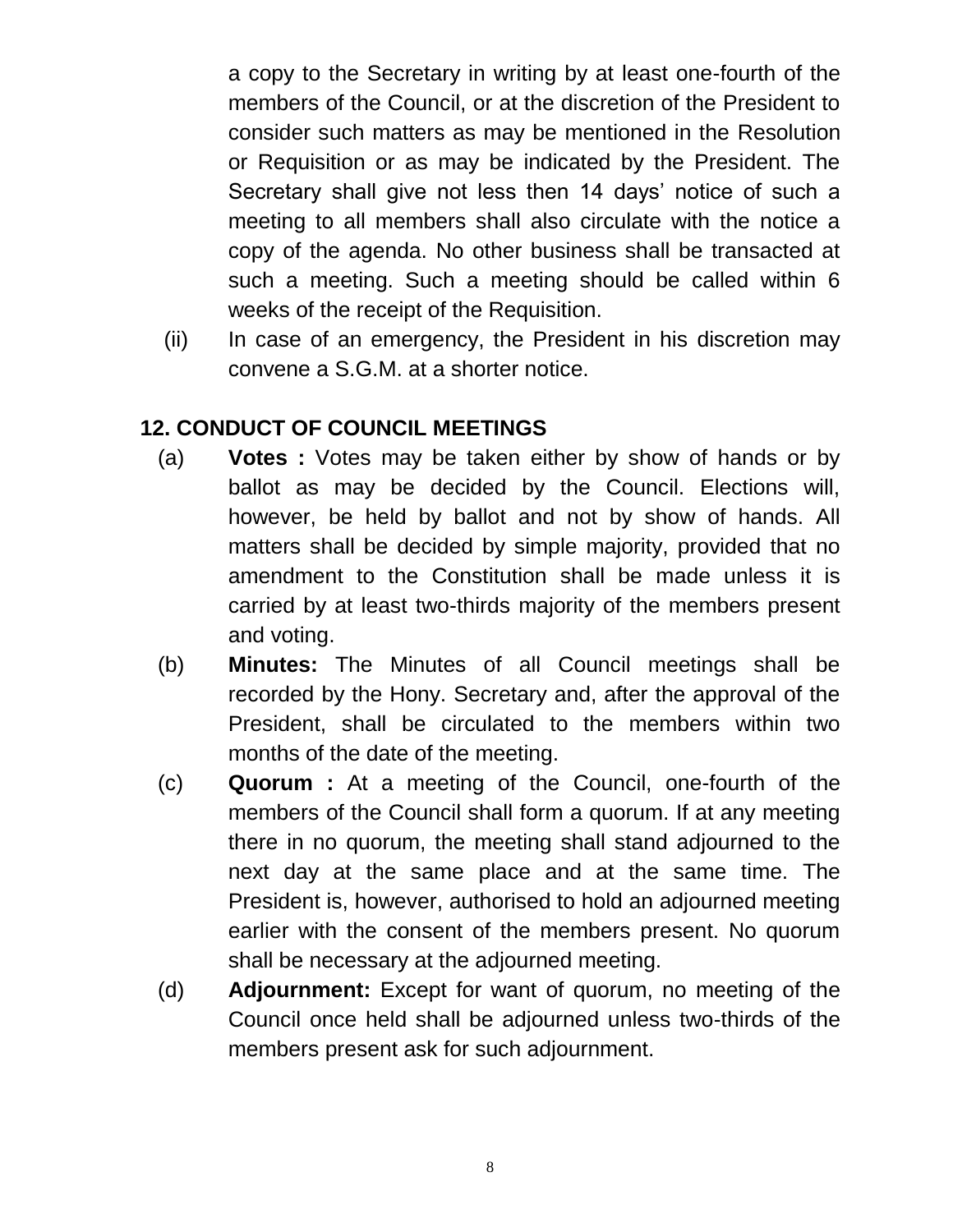a copy to the Secretary in writing by at least one-fourth of the members of the Council, or at the discretion of the President to consider such matters as may be mentioned in the Resolution or Requisition or as may be indicated by the President. The Secretary shall give not less then 14 days' notice of such a meeting to all members shall also circulate with the notice a copy of the agenda. No other business shall be transacted at such a meeting. Such a meeting should be called within 6 weeks of the receipt of the Requisition.

(ii) In case of an emergency, the President in his discretion may convene a S.G.M. at a shorter notice.

## 12. CONDUCT OF COUNCIL MEETINGS

(a) **Votes :** Votes may be taken either by show of hands or by ballot as may be decided by the Council. Elections will, however, be held by ballot and not by show of hands. All matters shall be decided by simple majority, provided that no amendment to the Constitution shall be made unless it is carried by at least two-thirds majority of the members present and voting.

(b) **Minutes:** The Minutes of all Council meetings shall be recorded by the Hony. Secretary and, after the approval of the President, shall be circulated to the members within two months of the date of the meeting.

(c) **Quorum :** At a meeting of the Council, one-fourth of the members of the Council shall form a quorum. If at any meeting there in no quorum, the meeting shall stand adjourned to the next day at the same place and at the same time. The President is, however, authorised to hold an adjourned meeting earlier with the consent of the members present. No quorum shall be necessary at the adjourned meeting.

(d) **Adjournment:** Except for want of quorum, no meeting of the Council once held shall be adjourned unless two-thirds of the members present ask for such adjournment.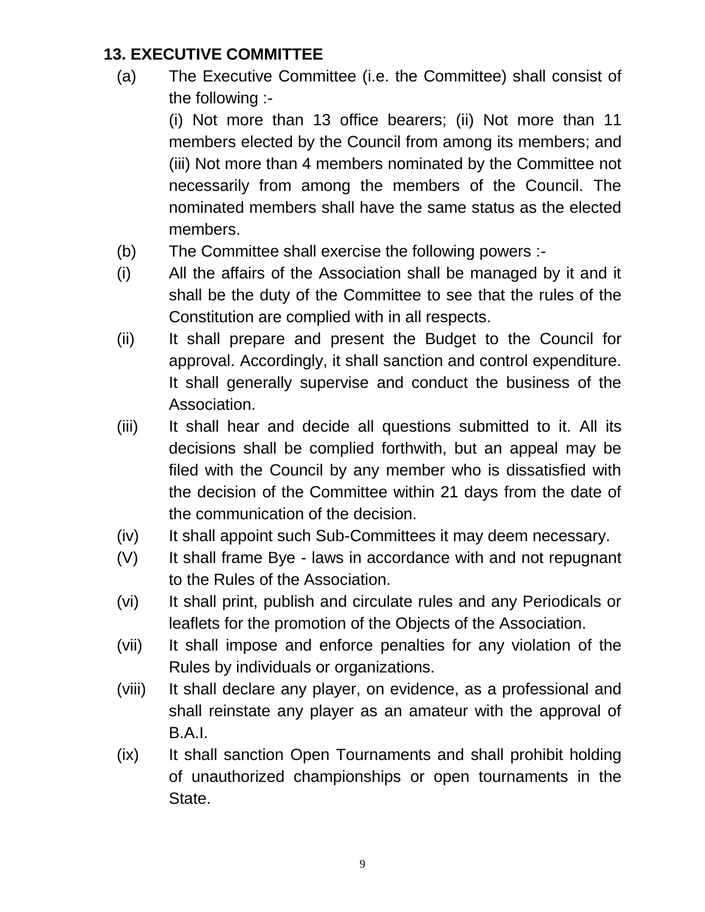## 13. EXECUTIVE COMMITTEE

(a) The Executive Committee (i.e. the Committee) shall consist of the following :-

(i) Not more than 13 office bearers; (ii) Not more than 11 members elected by the Council from among its members; and (iii) Not more than 4 members nominated by the Committee not necessarily from among the members of the Council. The nominated members shall have the same status as the elected members.

(b) The Committee shall exercise the following powers :-

(i) All the affairs of the Association shall be managed by it and it shall be the duty of the Committee to see that the rules of the Constitution are complied with in all respects.

(ii) It shall prepare and present the Budget to the Council for approval. Accordingly, it shall sanction and control expenditure. It shall generally supervise and conduct the business of the Association.

(iii) It shall hear and decide all questions submitted to it. All its decisions shall be complied forthwith, but an appeal may be filed with the Council by any member who is dissatisfied with the decision of the Committee within 21 days from the date of the communication of the decision.

(iv) It shall appoint such Sub-Committees it may deem necessary.

(V) It shall frame Bye - laws in accordance with and not repugnant to the Rules of the Association.

(vi) It shall print, publish and circulate rules and any Periodicals or leaflets for the promotion of the Objects of the Association.

(vii) It shall impose and enforce penalties for any violation of the Rules by individuals or organizations.

(viii) It shall declare any player, on evidence, as a professional and shall reinstate any player as an amateur with the approval of B.A.I.

(ix) It shall sanction Open Tournaments and shall prohibit holding of unauthorized championships or open tournaments in the State.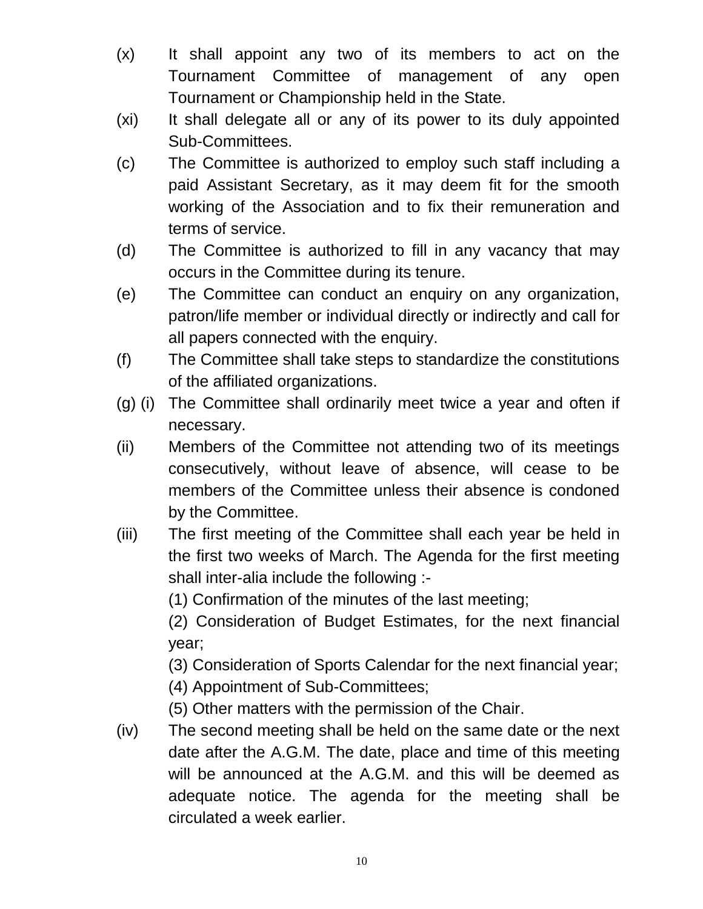(x) It shall appoint any two of its members to act on the Tournament Committee of management of any open Tournament or Championship held in the State.

(xi) It shall delegate all or any of its power to its duly appointed Sub-Committees.

(c) The Committee is authorized to employ such staff including a paid Assistant Secretary, as it may deem fit for the smooth working of the Association and to fix their remuneration and terms of service.

(d) The Committee is authorized to fill in any vacancy that may occurs in the Committee during its tenure.

(e) The Committee can conduct an enquiry on any organization, patron/life member or individual directly or indirectly and call for all papers connected with the enquiry.

(f) The Committee shall take steps to standardize the constitutions of the affiliated organizations.

(g) (i) The Committee shall ordinarily meet twice a year and often if necessary.

(ii) Members of the Committee not attending two of its meetings consecutively, without leave of absence, will cease to be members of the Committee unless their absence is condoned by the Committee.

(iii) The first meeting of the Committee shall each year be held in the first two weeks of March. The Agenda for the first meeting shall inter-alia include the following :-

(1) Confirmation of the minutes of the last meeting;

(2) Consideration of Budget Estimates, for the next financial year;

(3) Consideration of Sports Calendar for the next financial year;

(4) Appointment of Sub-Committees;

(5) Other matters with the permission of the Chair.

(iv) The second meeting shall be held on the same date or the next date after the A.G.M. The date, place and time of this meeting will be announced at the A.G.M. and this will be deemed as adequate notice. The agenda for the meeting shall be circulated a week earlier.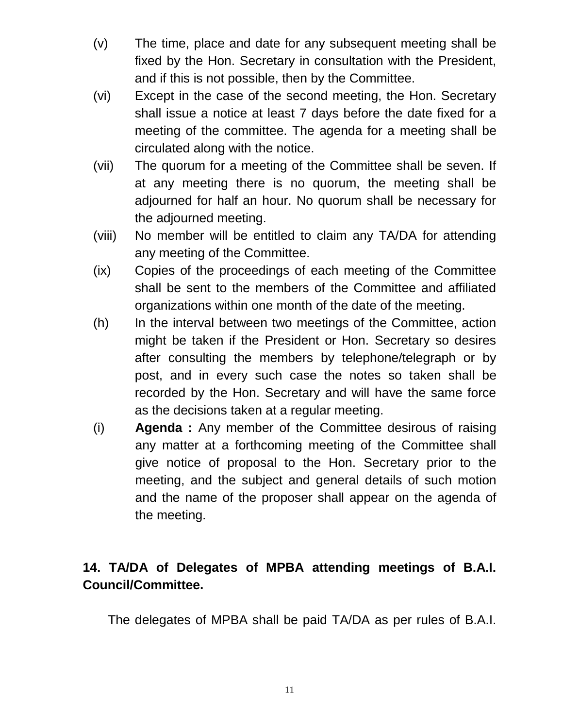(v) The time, place and date for any subsequent meeting shall be fixed by the Hon. Secretary in consultation with the President, and if this is not possible, then by the Committee.

(vi) Except in the case of the second meeting, the Hon. Secretary shall issue a notice at least 7 days before the date fixed for a meeting of the committee. The agenda for a meeting shall be circulated along with the notice.

(vii) The quorum for a meeting of the Committee shall be seven. If at any meeting there is no quorum, the meeting shall be adjourned for half an hour. No quorum shall be necessary for the adjourned meeting.

(viii) No member will be entitled to claim any TA/DA for attending any meeting of the Committee.

(ix) Copies of the proceedings of each meeting of the Committee shall be sent to the members of the Committee and affiliated organizations within one month of the date of the meeting.

(h) In the interval between two meetings of the Committee, action might be taken if the President or Hon. Secretary so desires after consulting the members by telephone/telegraph or by post, and in every such case the notes so taken shall be recorded by the Hon. Secretary and will have the same force as the decisions taken at a regular meeting.

(i) **Agenda :** Any member of the Committee desirous of raising any matter at a forthcoming meeting of the Committee shall give notice of proposal to the Hon. Secretary prior to the meeting, and the subject and general details of such motion and the name of the proposer shall appear on the agenda of the meeting.

**14. TA/DA of Delegates of MPBA attending meetings of B.A.I. Council/Committee.**

The delegates of MPBA shall be paid TA/DA as per rules of B.A.I.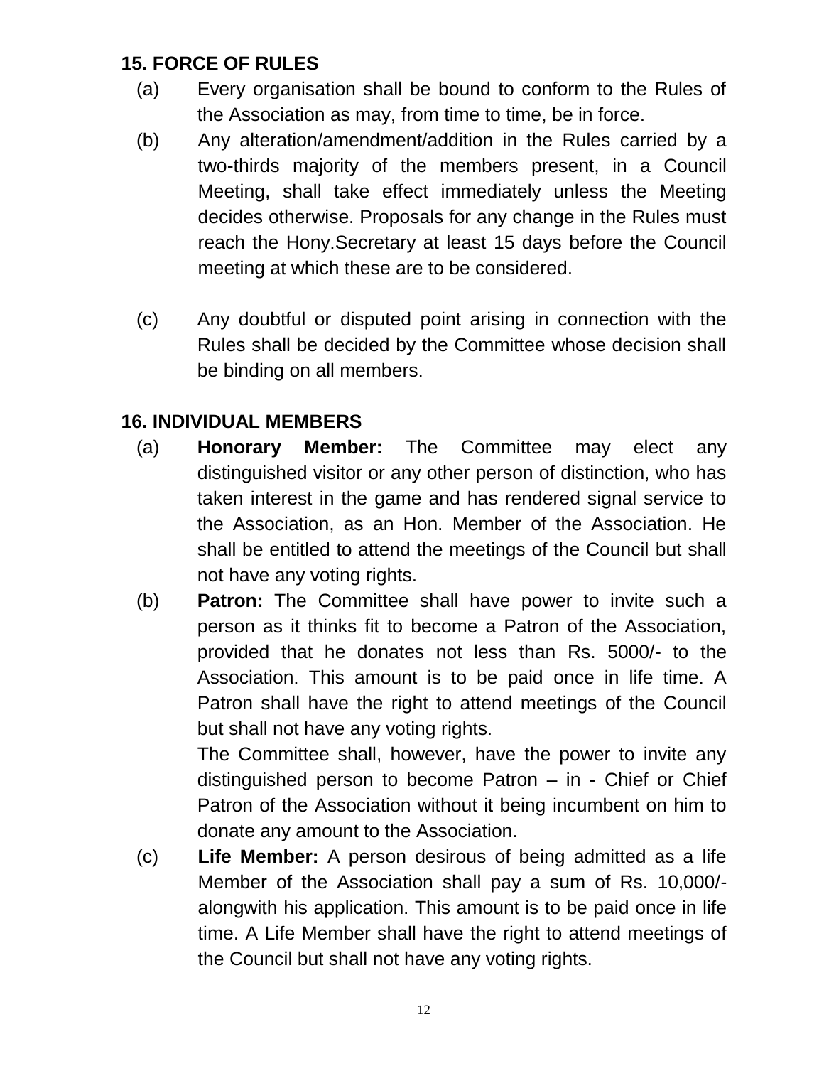## 15. FORCE OF RULES

(a) Every organisation shall be bound to conform to the Rules of the Association as may, from time to time, be in force.

(b) Any alteration/amendment/addition in the Rules carried by a two-thirds majority of the members present, in a Council Meeting, shall take effect immediately unless the Meeting decides otherwise. Proposals for any change in the Rules must reach the Hony.Secretary at least 15 days before the Council meeting at which these are to be considered.

(c) Any doubtful or disputed point arising in connection with the Rules shall be decided by the Committee whose decision shall be binding on all members.

## 16. INDIVIDUAL MEMBERS

(a) **Honorary Member:** The Committee may elect any distinguished visitor or any other person of distinction, who has taken interest in the game and has rendered signal service to the Association, as an Hon. Member of the Association. He shall be entitled to attend the meetings of the Council but shall not have any voting rights.

(b) **Patron:** The Committee shall have power to invite such a person as it thinks fit to become a Patron of the Association, provided that he donates not less than Rs. 5000/- to the Association. This amount is to be paid once in life time. A Patron shall have the right to attend meetings of the Council but shall not have any voting rights.

The Committee shall, however, have the power to invite any distinguished person to become Patron – in - Chief or Chief Patron of the Association without it being incumbent on him to donate any amount to the Association.

(c) **Life Member:** A person desirous of being admitted as a life Member of the Association shall pay a sum of Rs. 10,000/- alongwith his application. This amount is to be paid once in life time. A Life Member shall have the right to attend meetings of the Council but shall not have any voting rights.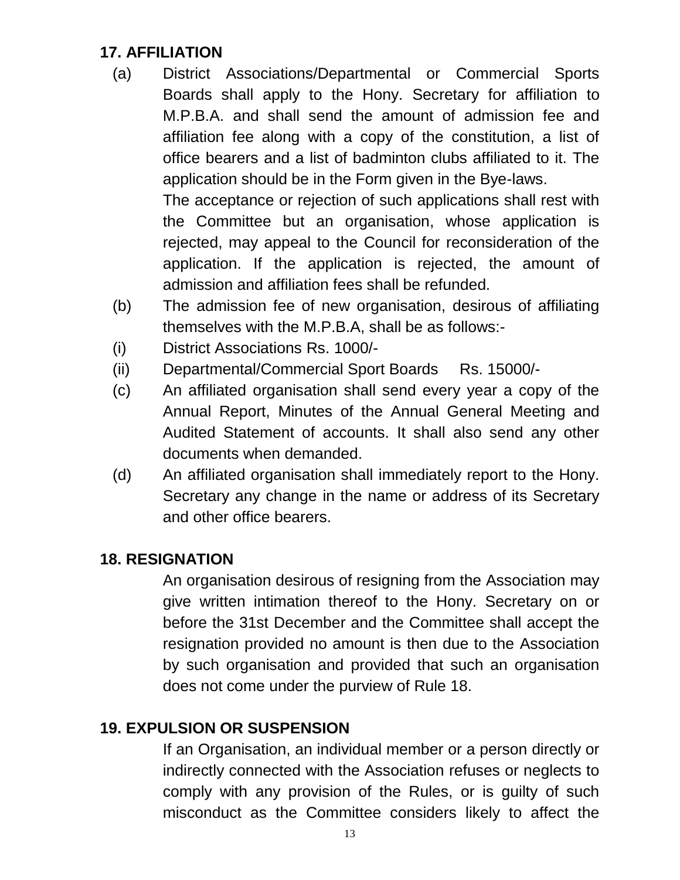## 17. AFFILIATION

(a) District Associations/Departmental or Commercial Sports Boards shall apply to the Hony. Secretary for affiliation to M.P.B.A. and shall send the amount of admission fee and affiliation fee along with a copy of the constitution, a list of office bearers and a list of badminton clubs affiliated to it. The application should be in the Form given in the Bye-laws.

The acceptance or rejection of such applications shall rest with the Committee but an organisation, whose application is rejected, may appeal to the Council for reconsideration of the application. If the application is rejected, the amount of admission and affiliation fees shall be refunded.

(b) The admission fee of new organisation, desirous of affiliating themselves with the M.P.B.A, shall be as follows:-

(i) District Associations Rs. 1000/-

(ii) Departmental/Commercial Sport Boards Rs. 15000/-

(c) An affiliated organisation shall send every year a copy of the Annual Report, Minutes of the Annual General Meeting and Audited Statement of accounts. It shall also send any other documents when demanded.

(d) An affiliated organisation shall immediately report to the Hony. Secretary any change in the name or address of its Secretary and other office bearers.

## 18. RESIGNATION

An organisation desirous of resigning from the Association may give written intimation thereof to the Hony. Secretary on or before the 31st December and the Committee shall accept the resignation provided no amount is then due to the Association by such organisation and provided that such an organisation does not come under the purview of Rule 18.

## 19. EXPULSION OR SUSPENSION

If an Organisation, an individual member or a person directly or indirectly connected with the Association refuses or neglects to comply with any provision of the Rules, or is guilty of such misconduct as the Committee considers likely to affect the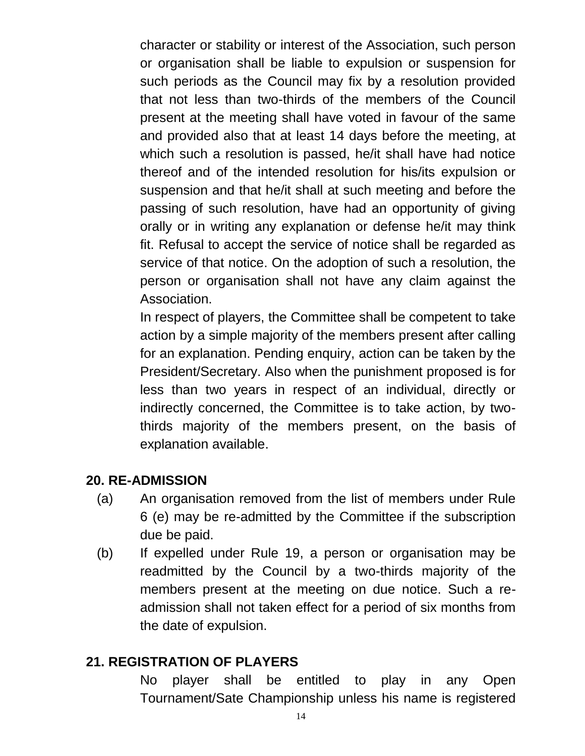character or stability or interest of the Association, such person or organisation shall be liable to expulsion or suspension for such periods as the Council may fix by a resolution provided that not less than two-thirds of the members of the Council present at the meeting shall have voted in favour of the same and provided also that at least 14 days before the meeting, at which such a resolution is passed, he/it shall have had notice thereof and of the intended resolution for his/its expulsion or suspension and that he/it shall at such meeting and before the passing of such resolution, have had an opportunity of giving orally or in writing any explanation or defense he/it may think fit. Refusal to accept the service of notice shall be regarded as service of that notice. On the adoption of such a resolution, the person or organisation shall not have any claim against the Association.

In respect of players, the Committee shall be competent to take action by a simple majority of the members present after calling for an explanation. Pending enquiry, action can be taken by the President/Secretary. Also when the punishment proposed is for less than two years in respect of an individual, directly or indirectly concerned, the Committee is to take action, by two-thirds majority of the members present, on the basis of explanation available.

## 20. RE-ADMISSION

(a) An organisation removed from the list of members under Rule 6 (e) may be re-admitted by the Committee if the subscription due be paid.

(b) If expelled under Rule 19, a person or organisation may be readmitted by the Council by a two-thirds majority of the members present at the meeting on due notice. Such a re-admission shall not taken effect for a period of six months from the date of expulsion.

## 21. REGISTRATION OF PLAYERS

No player shall be entitled to play in any Open Tournament/Sate Championship unless his name is registered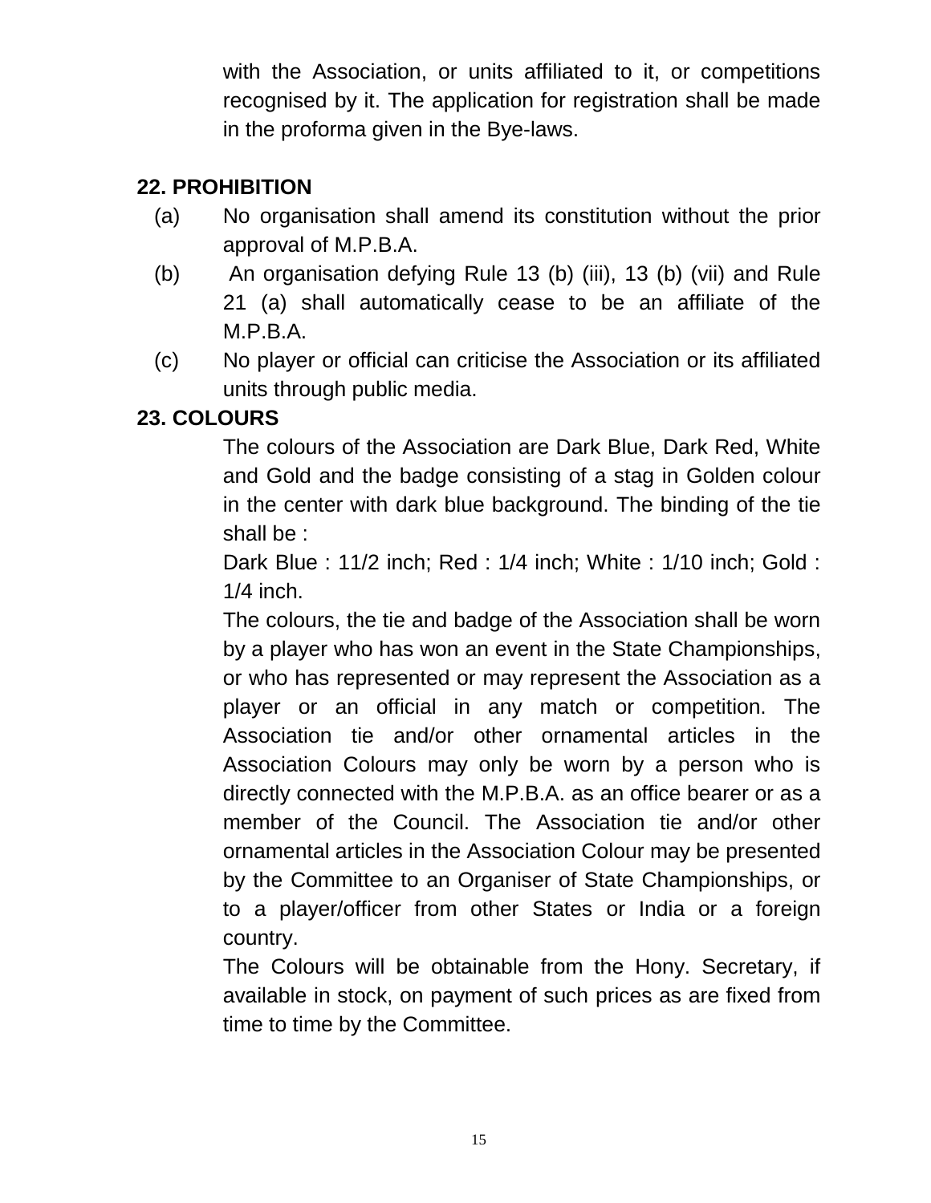with the Association, or units affiliated to it, or competitions recognised by it. The application for registration shall be made in the proforma given in the Bye-laws.

**22. PROHIBITION**

(a) No organisation shall amend its constitution without the prior approval of M.P.B.A.

(b) An organisation defying Rule 13 (b) (iii), 13 (b) (vii) and Rule 21 (a) shall automatically cease to be an affiliate of the M.P.B.A.

(c) No player or official can criticise the Association or its affiliated units through public media.

**23. COLOURS**

The colours of the Association are Dark Blue, Dark Red, White and Gold and the badge consisting of a stag in Golden colour in the center with dark blue background. The binding of the tie shall be :

Dark Blue : 11/2 inch; Red : 1/4 inch; White : 1/10 inch; Gold : 1/4 inch.

The colours, the tie and badge of the Association shall be worn by a player who has won an event in the State Championships, or who has represented or may represent the Association as a player or an official in any match or competition. The Association tie and/or other ornamental articles in the Association Colours may only be worn by a person who is directly connected with the M.P.B.A. as an office bearer or as a member of the Council. The Association tie and/or other ornamental articles in the Association Colour may be presented by the Committee to an Organiser of State Championships, or to a player/officer from other States or India or a foreign country.

The Colours will be obtainable from the Hony. Secretary, if available in stock, on payment of such prices as are fixed from time to time by the Committee.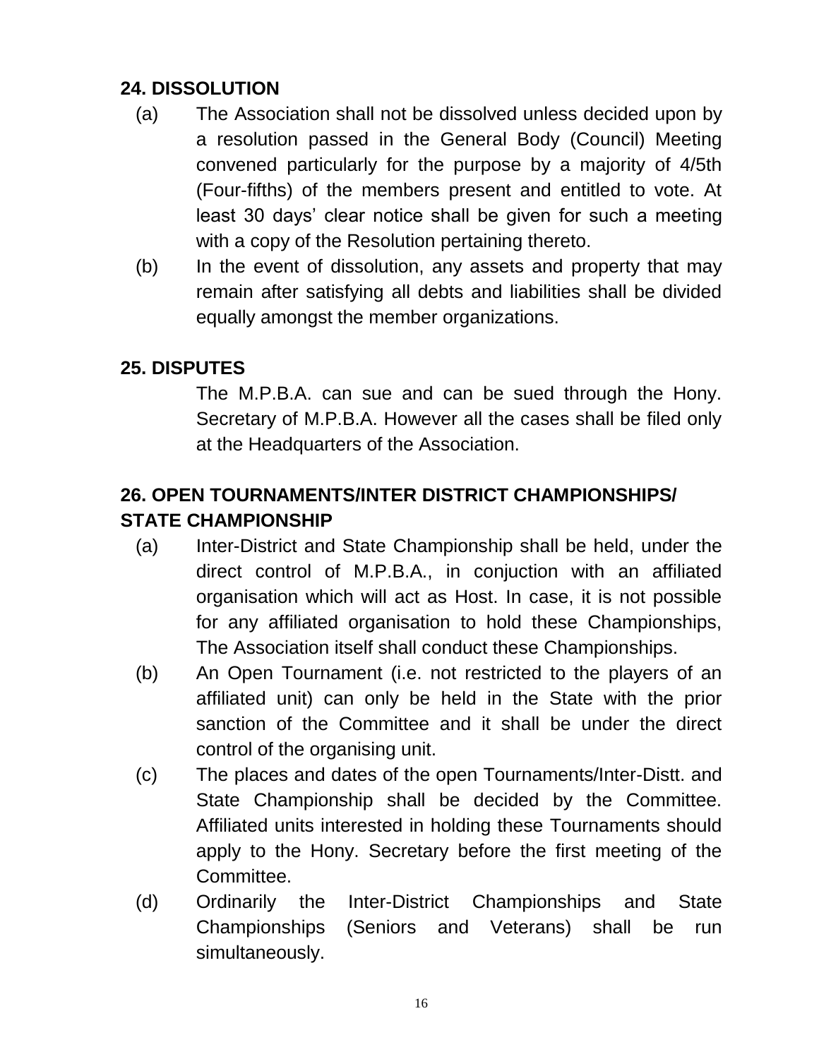## 24. DISSOLUTION

(a) The Association shall not be dissolved unless decided upon by a resolution passed in the General Body (Council) Meeting convened particularly for the purpose by a majority of 4/5th (Four-fifths) of the members present and entitled to vote. At least 30 days' clear notice shall be given for such a meeting with a copy of the Resolution pertaining thereto.

(b) In the event of dissolution, any assets and property that may remain after satisfying all debts and liabilities shall be divided equally amongst the member organizations.

## 25. DISPUTES

The M.P.B.A. can sue and can be sued through the Hony. Secretary of M.P.B.A. However all the cases shall be filed only at the Headquarters of the Association.

## 26. OPEN TOURNAMENTS/INTER DISTRICT CHAMPIONSHIPS/ STATE CHAMPIONSHIP

(a) Inter-District and State Championship shall be held, under the direct control of M.P.B.A., in conjuction with an affiliated organisation which will act as Host. In case, it is not possible for any affiliated organisation to hold these Championships, The Association itself shall conduct these Championships.

(b) An Open Tournament (i.e. not restricted to the players of an affiliated unit) can only be held in the State with the prior sanction of the Committee and it shall be under the direct control of the organising unit.

(c) The places and dates of the open Tournaments/Inter-Distt. and State Championship shall be decided by the Committee. Affiliated units interested in holding these Tournaments should apply to the Hony. Secretary before the first meeting of the Committee.

(d) Ordinarily the Inter-District Championships and State Championships (Seniors and Veterans) shall be run simultaneously.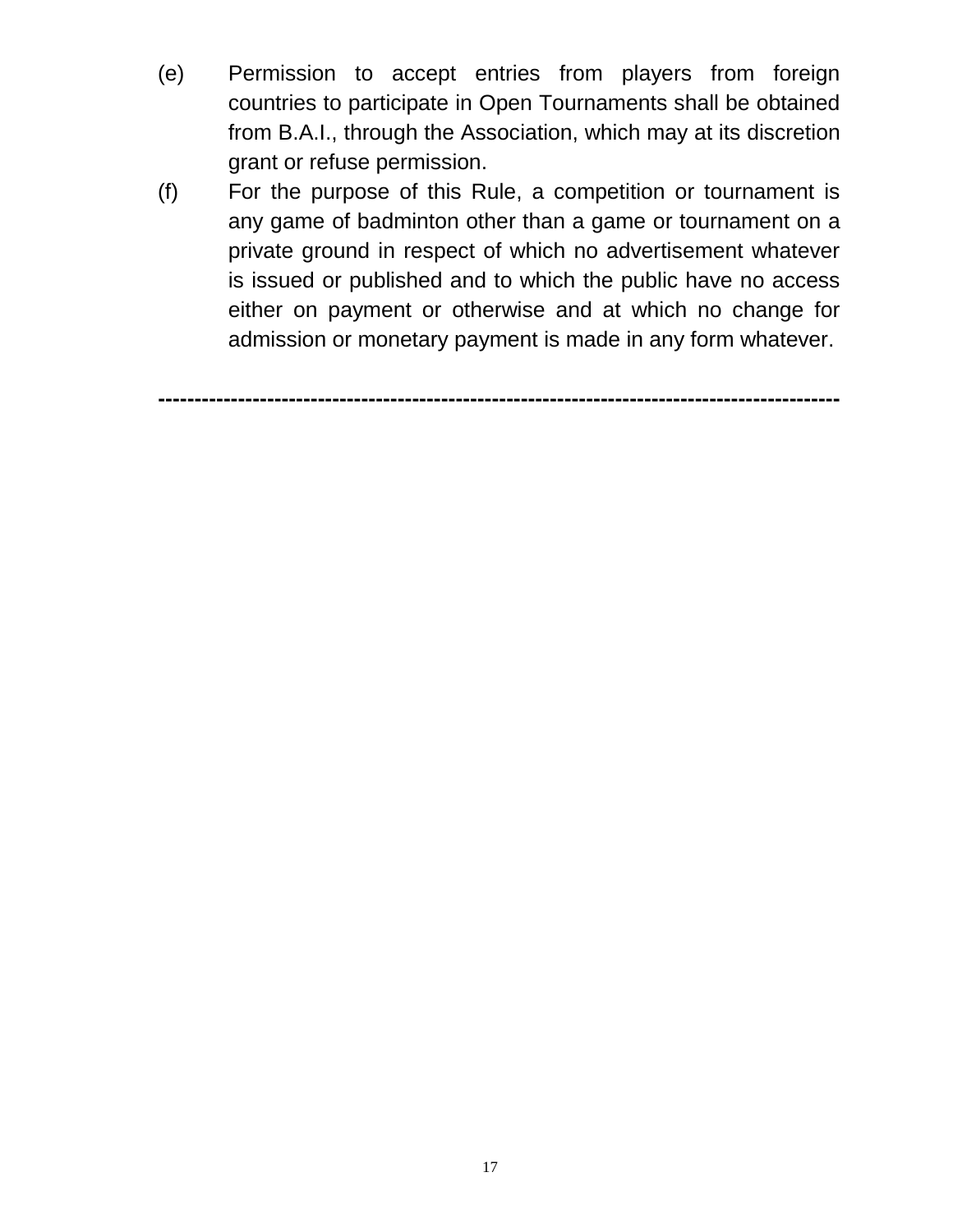(e) Permission to accept entries from players from foreign countries to participate in Open Tournaments shall be obtained from B.A.I., through the Association, which may at its discretion grant or refuse permission.

(f) For the purpose of this Rule, a competition or tournament is any game of badminton other than a game or tournament on a private ground in respect of which no advertisement whatever is issued or published and to which the public have no access either on payment or otherwise and at which no change for admission or monetary payment is made in any form whatever.

---------------------------------------------------------------------------------------------